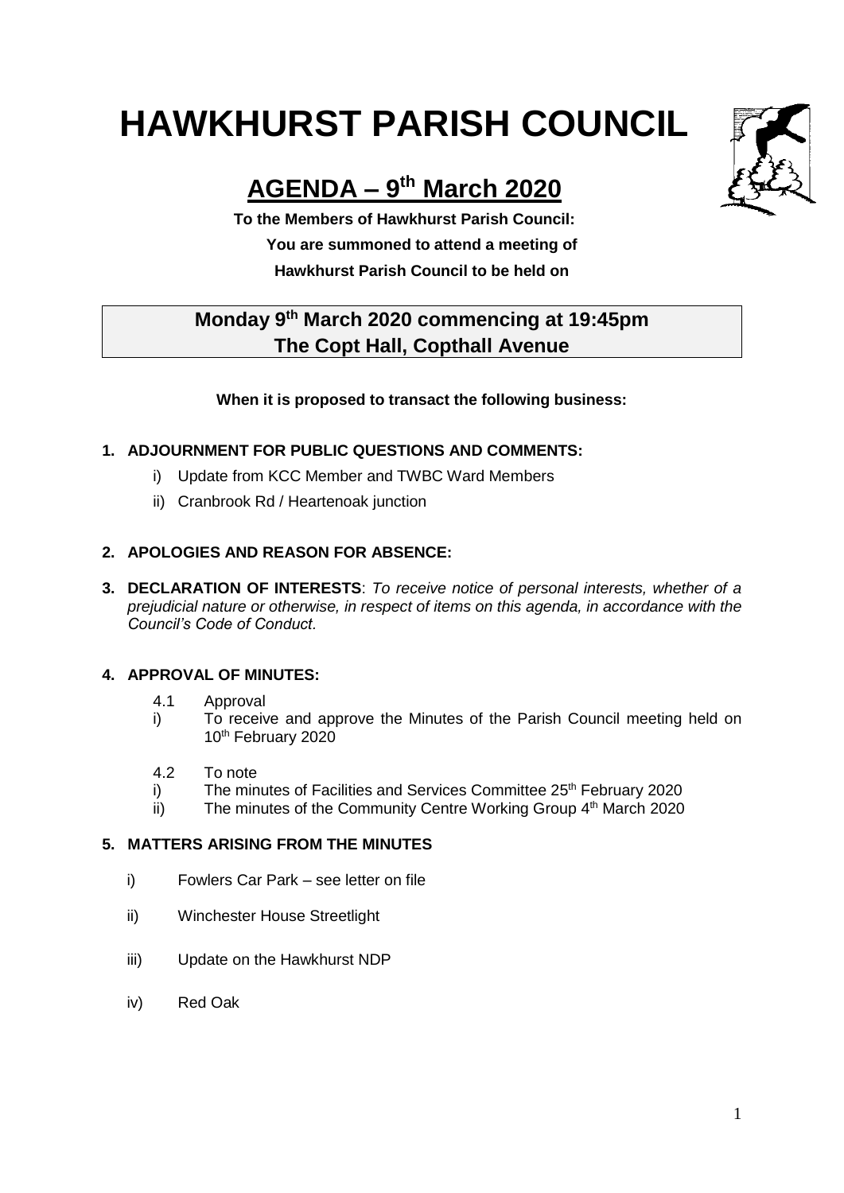# HAWKHURST PARISH COUNCIL

## AGENDA – 9th March 2020

**To the Members of Hawkhurst Parish Council:**
**You are summoned to attend a meeting of**
**Hawkhurst Parish Council to be held on**

**Monday 9th March 2020 commencing at 19:45pm**
**The Copt Hall, Copthall Avenue**

**When it is proposed to transact the following business:**

**1. ADJOURNMENT FOR PUBLIC QUESTIONS AND COMMENTS:**

- i) Update from KCC Member and TWBC Ward Members
- ii) Cranbrook Rd / Heartenoak junction

**2. APOLOGIES AND REASON FOR ABSENCE:**

**3. DECLARATION OF INTERESTS**: *To receive notice of personal interests, whether of a prejudicial nature or otherwise, in respect of items on this agenda, in accordance with the Council's Code of Conduct.*

**4. APPROVAL OF MINUTES:**

4.1 Approval

i) To receive and approve the Minutes of the Parish Council meeting held on 10th February 2020

4.2 To note

i) The minutes of Facilities and Services Committee 25th February 2020

ii) The minutes of the Community Centre Working Group 4th March 2020

**5. MATTERS ARISING FROM THE MINUTES**

- i) Fowlers Car Park – see letter on file
- ii) Winchester House Streetlight
- iii) Update on the Hawkhurst NDP
- iv) Red Oak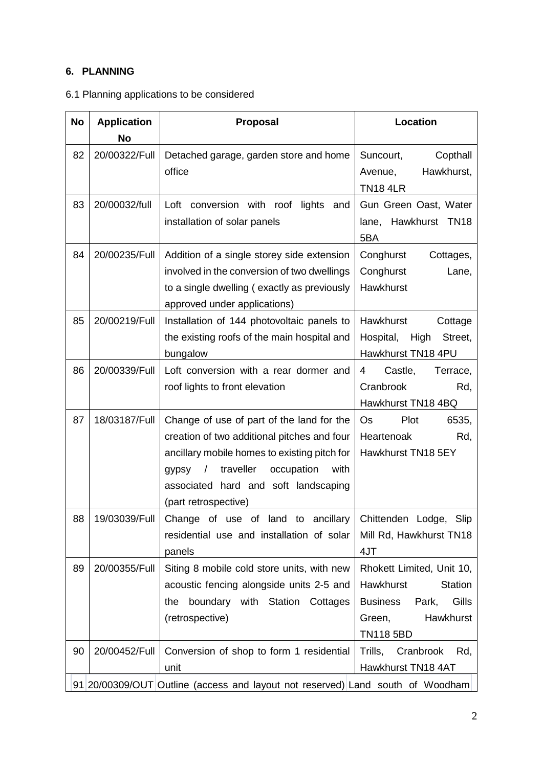## 6. PLANNING

6.1 Planning applications to be considered

| No | Application No | Proposal | Location |
|---|---|---|---|
| 82 | 20/00322/Full | Detached garage, garden store and home office | Suncourt, Copthall Avenue, Hawkhurst, TN18 4LR |
| 83 | 20/00032/full | Loft conversion with roof lights and installation of solar panels | Gun Green Oast, Water lane, Hawkhurst TN18 5BA |
| 84 | 20/00235/Full | Addition of a single storey side extension involved in the conversion of two dwellings to a single dwelling ( exactly as previously approved under applications) | Conghurst Cottages, Conghurst Lane, Hawkhurst |
| 85 | 20/00219/Full | Installation of 144 photovoltaic panels to the existing roofs of the main hospital and bungalow | Hawkhurst Cottage Hospital, High Street, Hawkhurst TN18 4PU |
| 86 | 20/00339/Full | Loft conversion with a rear dormer and roof lights to front elevation | 4 Castle, Terrace, Cranbrook Rd, Hawkhurst TN18 4BQ |
| 87 | 18/03187/Full | Change of use of part of the land for the creation of two additional pitches and four ancillary mobile homes to existing pitch for gypsy / traveller occupation with associated hard and soft landscaping (part retrospective) | Os Plot 6535, Heartenoak Rd, Hawkhurst TN18 5EY |
| 88 | 19/03039/Full | Change of use of land to ancillary residential use and installation of solar panels | Chittenden Lodge, Slip Mill Rd, Hawkhurst TN18 4JT |
| 89 | 20/00355/Full | Siting 8 mobile cold store units, with new acoustic fencing alongside units 2-5 and the boundary with Station Cottages (retrospective) | Rhokett Limited, Unit 10, Hawkhurst Station Business Park, Gills Green, Hawkhurst TN118 5BD |
| 90 | 20/00452/Full | Conversion of shop to form 1 residential unit | Trills, Cranbrook Rd, Hawkhurst TN18 4AT |
| 91 | 20/00309/OUT | Outline (access and layout not reserved) | Land south of Woodham |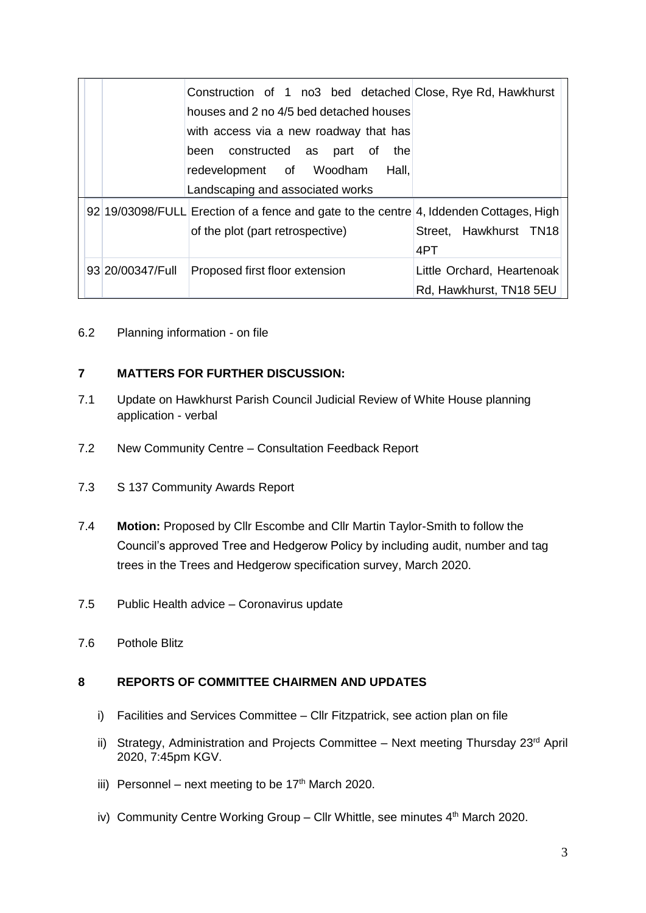| | | | |
|---|---|---|---|
| | | Construction of 1 no3 bed detached houses and 2 no 4/5 bed detached houses with access via a new roadway that has been constructed as part of the redevelopment of Woodham Hall, Landscaping and associated works | Close, Rye Rd, Hawkhurst |
| 92 | 19/03098/FULL | Erection of a fence and gate to the centre of the plot (part retrospective) | 4, Iddenden Cottages, High Street, Hawkhurst TN18 4PT |
| 93 | 20/00347/Full | Proposed first floor extension | Little Orchard, Heartenoak Rd, Hawkhurst, TN18 5EU |

6.2 Planning information - on file

## 7 MATTERS FOR FURTHER DISCUSSION:

7.1 Update on Hawkhurst Parish Council Judicial Review of White House planning application - verbal

7.2 New Community Centre – Consultation Feedback Report

7.3 S 137 Community Awards Report

7.4 **Motion:** Proposed by Cllr Escombe and Cllr Martin Taylor-Smith to follow the Council's approved Tree and Hedgerow Policy by including audit, number and tag trees in the Trees and Hedgerow specification survey, March 2020.

7.5 Public Health advice – Coronavirus update

7.6 Pothole Blitz

## 8 REPORTS OF COMMITTEE CHAIRMEN AND UPDATES

i) Facilities and Services Committee – Cllr Fitzpatrick, see action plan on file

ii) Strategy, Administration and Projects Committee – Next meeting Thursday 23rd April 2020, 7:45pm KGV.

iii) Personnel – next meeting to be 17th March 2020.

iv) Community Centre Working Group – Cllr Whittle, see minutes 4th March 2020.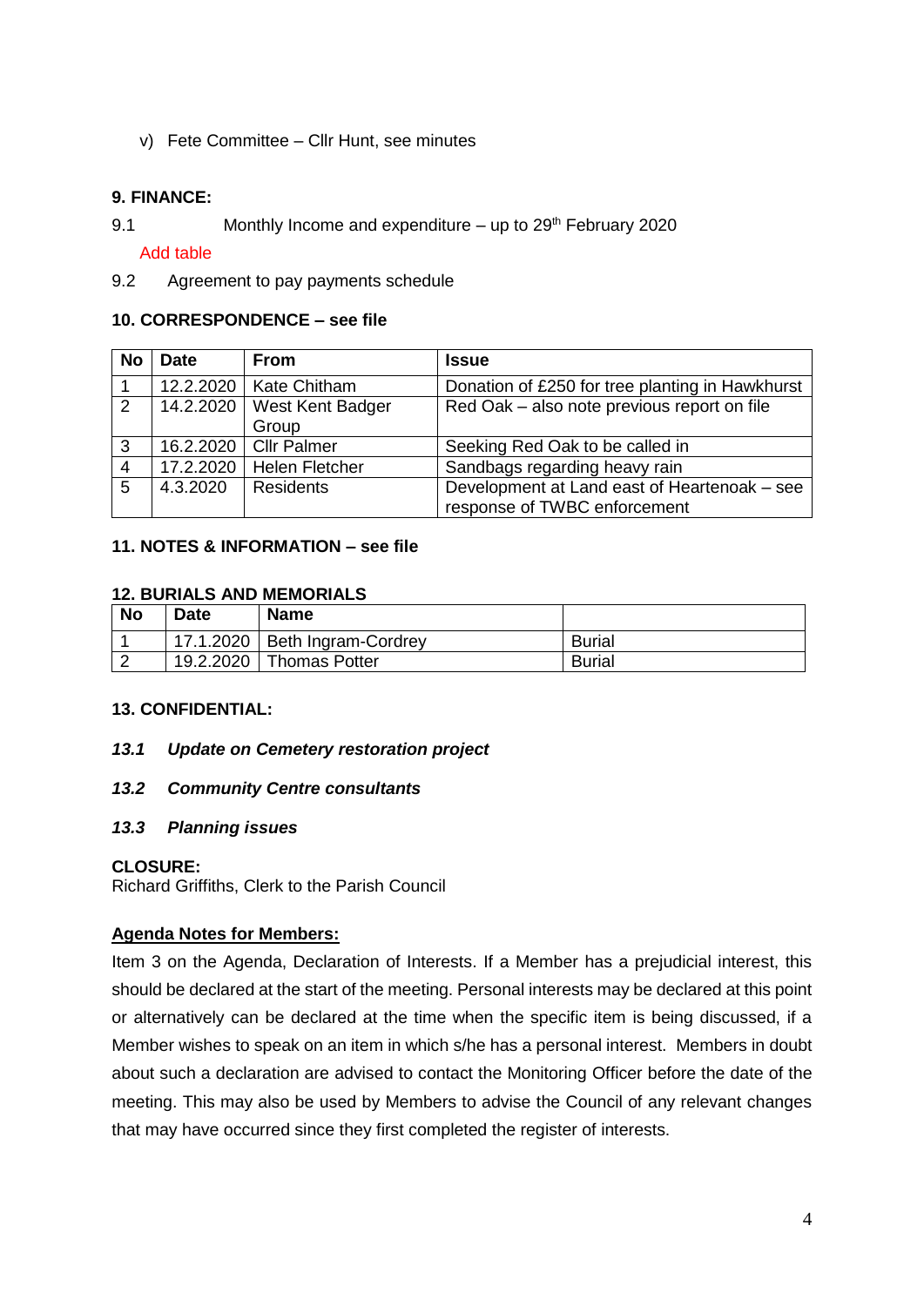v) Fete Committee – Cllr Hunt, see minutes

**9. FINANCE:**

9.1 Monthly Income and expenditure – up to 29th February 2020

Add table

9.2 Agreement to pay payments schedule

**10. CORRESPONDENCE – see file**

| No | Date | From | Issue |
|---|---|---|---|
| 1 | 12.2.2020 | Kate Chitham | Donation of £250 for tree planting in Hawkhurst |
| 2 | 14.2.2020 | West Kent Badger Group | Red Oak – also note previous report on file |
| 3 | 16.2.2020 | Cllr Palmer | Seeking Red Oak to be called in |
| 4 | 17.2.2020 | Helen Fletcher | Sandbags regarding heavy rain |
| 5 | 4.3.2020 | Residents | Development at Land east of Heartenoak – see response of TWBC enforcement |

**11. NOTES & INFORMATION – see file**

**12. BURIALS AND MEMORIALS**

| No | Date | Name | |
|---|---|---|---|
| 1 | 17.1.2020 | Beth Ingram-Cordrey | Burial |
| 2 | 19.2.2020 | Thomas Potter | Burial |

**13. CONFIDENTIAL:**

***13.1 Update on Cemetery restoration project***

***13.2 Community Centre consultants***

***13.3 Planning issues***

**CLOSURE:**
Richard Griffiths, Clerk to the Parish Council

**Agenda Notes for Members:**

Item 3 on the Agenda, Declaration of Interests. If a Member has a prejudicial interest, this should be declared at the start of the meeting. Personal interests may be declared at this point or alternatively can be declared at the time when the specific item is being discussed, if a Member wishes to speak on an item in which s/he has a personal interest. Members in doubt about such a declaration are advised to contact the Monitoring Officer before the date of the meeting. This may also be used by Members to advise the Council of any relevant changes that may have occurred since they first completed the register of interests.